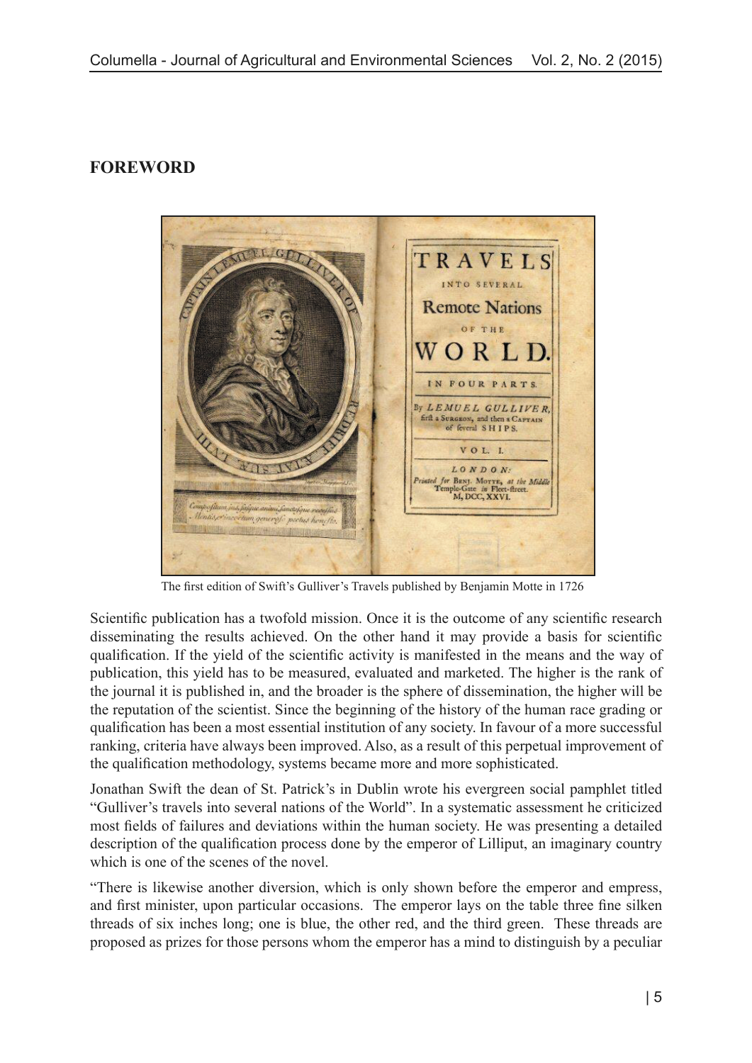## FOREWORD

The first edition of Swift's Gulliver's Travels published by Benjamin Motte in 1726

Scientific publication has a twofold mission. Once it is the outcome of any scientific research disseminating the results achieved. On the other hand it may provide a basis for scientific qualification. If the yield of the scientific activity is manifested in the means and the way of publication, this yield has to be measured, evaluated and marketed. The higher is the rank of the journal it is published in, and the broader is the sphere of dissemination, the higher will be the reputation of the scientist. Since the beginning of the history of the human race grading or qualification has been a most essential institution of any society. In favour of a more successful ranking, criteria have always been improved. Also, as a result of this perpetual improvement of the qualification methodology, systems became more and more sophisticated.

Jonathan Swift the dean of St. Patrick's in Dublin wrote his evergreen social pamphlet titled "Gulliver's travels into several nations of the World". In a systematic assessment he criticized most fields of failures and deviations within the human society. He was presenting a detailed description of the qualification process done by the emperor of Lilliput, an imaginary country which is one of the scenes of the novel.

"There is likewise another diversion, which is only shown before the emperor and empress, and first minister, upon particular occasions. The emperor lays on the table three fine silken threads of six inches long; one is blue, the other red, and the third green. These threads are proposed as prizes for those persons whom the emperor has a mind to distinguish by a peculiar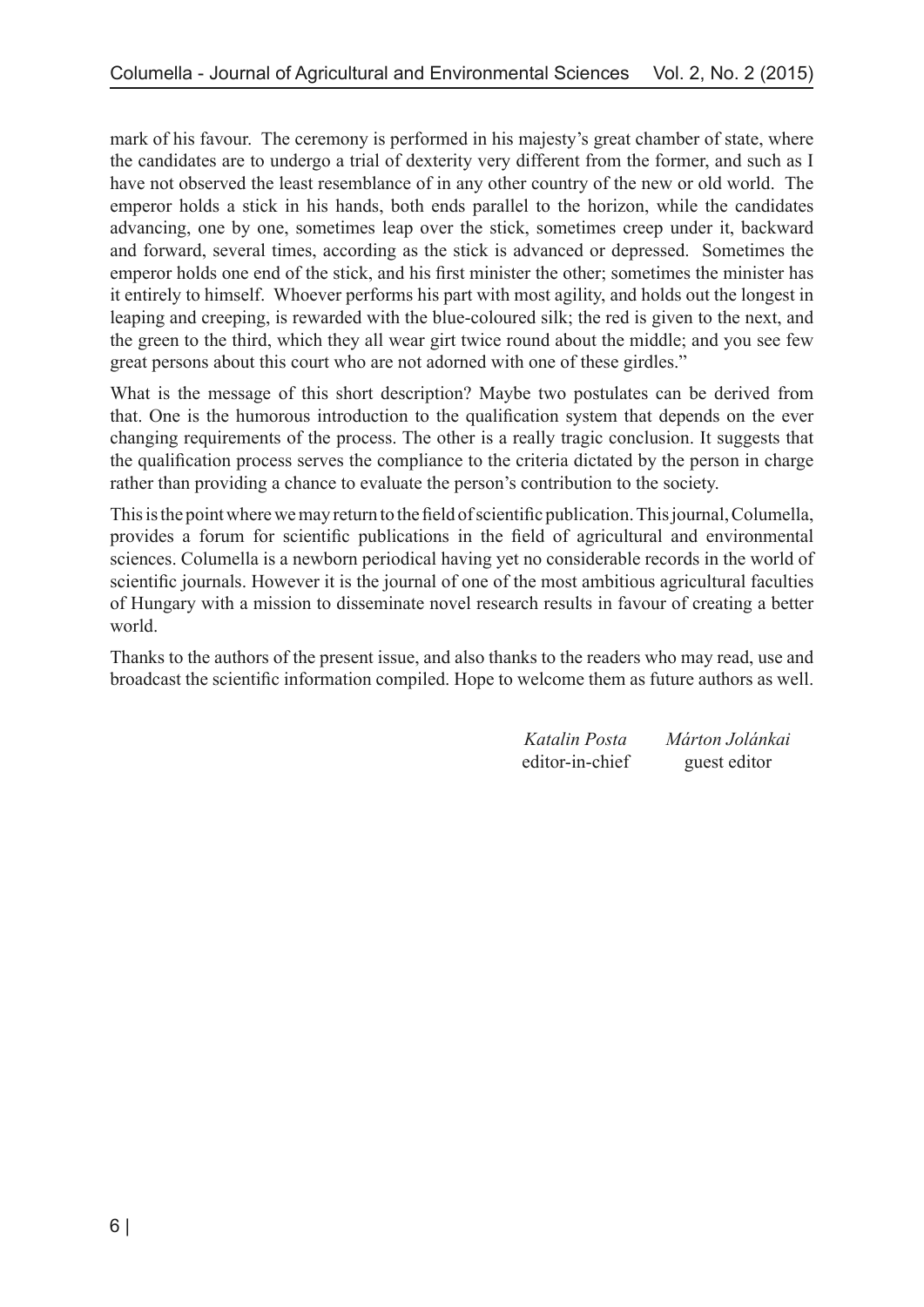mark of his favour. The ceremony is performed in his majesty's great chamber of state, where the candidates are to undergo a trial of dexterity very different from the former, and such as I have not observed the least resemblance of in any other country of the new or old world. The emperor holds a stick in his hands, both ends parallel to the horizon, while the candidates advancing, one by one, sometimes leap over the stick, sometimes creep under it, backward and forward, several times, according as the stick is advanced or depressed. Sometimes the emperor holds one end of the stick, and his first minister the other; sometimes the minister has it entirely to himself. Whoever performs his part with most agility, and holds out the longest in leaping and creeping, is rewarded with the blue-coloured silk; the red is given to the next, and the green to the third, which they all wear girt twice round about the middle; and you see few great persons about this court who are not adorned with one of these girdles."

What is the message of this short description? Maybe two postulates can be derived from that. One is the humorous introduction to the qualification system that depends on the ever changing requirements of the process. The other is a really tragic conclusion. It suggests that the qualification process serves the compliance to the criteria dictated by the person in charge rather than providing a chance to evaluate the person's contribution to the society.

This is the point where we may return to the field of scientific publication. This journal, Columella, provides a forum for scientific publications in the field of agricultural and environmental sciences. Columella is a newborn periodical having yet no considerable records in the world of scientific journals. However it is the journal of one of the most ambitious agricultural faculties of Hungary with a mission to disseminate novel research results in favour of creating a better world.

Thanks to the authors of the present issue, and also thanks to the readers who may read, use and broadcast the scientific information compiled. Hope to welcome them as future authors as well.

*Katalin Posta*
editor-in-chief

*Márton Jolánkai*
guest editor